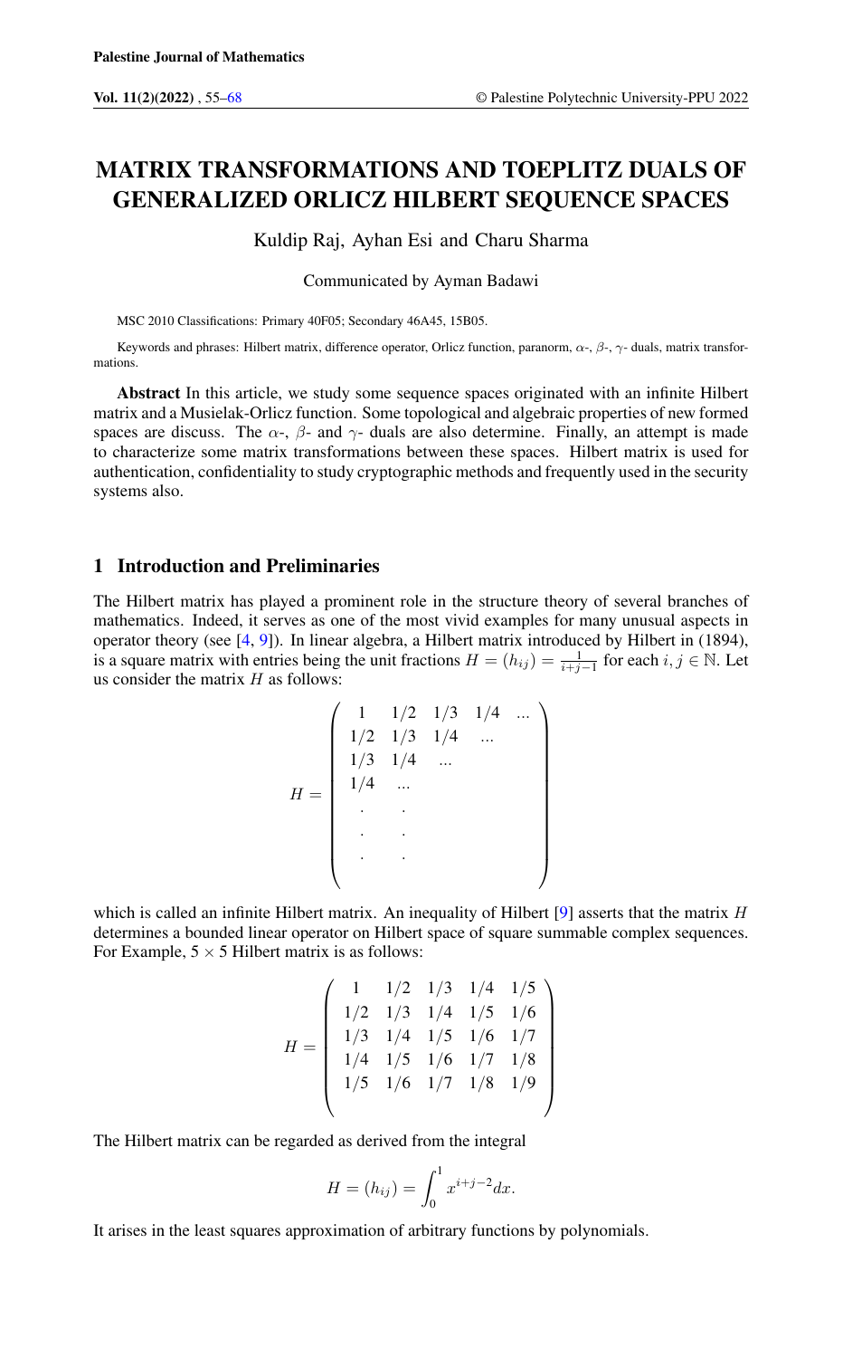# MATRIX TRANSFORMATIONS AND TOEPLITZ DUALS OF GENERALIZED ORLICZ HILBERT SEQUENCE SPACES

Kuldip Raj, Ayhan Esi and Charu Sharma

Communicated by Ayman Badawi

MSC 2010 Classifications: Primary 40F05; Secondary 46A45, 15B05.

Keywords and phrases: Hilbert matrix, difference operator, Orlicz function, paranorm, $\alpha$-, $\beta$-, $\gamma$- duals, matrix transformations.

**Abstract** In this article, we study some sequence spaces originated with an infinite Hilbert matrix and a Musielak-Orlicz function. Some topological and algebraic properties of new formed spaces are discuss. The $\alpha$-, $\beta$- and $\gamma$- duals are also determine. Finally, an attempt is made to characterize some matrix transformations between these spaces. Hilbert matrix is used for authentication, confidentiality to study cryptographic methods and frequently used in the security systems also.

## 1 Introduction and Preliminaries

The Hilbert matrix has played a prominent role in the structure theory of several branches of mathematics. Indeed, it serves as one of the most vivid examples for many unusual aspects in operator theory (see [4, 9]). In linear algebra, a Hilbert matrix introduced by Hilbert in (1894), is a square matrix with entries being the unit fractions $H = (h_{ij}) = \frac{1}{i+j-1}$ for each $i, j \in \mathbb{N}$. Let us consider the matrix $H$ as follows:

$$H = \begin{pmatrix} 1 & 1/2 & 1/3 & 1/4 & \ldots \\ 1/2 & 1/3 & 1/4 & \ldots & \\ 1/3 & 1/4 & \ldots & & \\ 1/4 & \ldots & & & \\ . & . & & & \\ . & . & & & \\ . & . & & & \end{pmatrix}$$

which is called an infinite Hilbert matrix. An inequality of Hilbert [9] asserts that the matrix $H$ determines a bounded linear operator on Hilbert space of square summable complex sequences. For Example, $5 \times 5$ Hilbert matrix is as follows:

$$H = \begin{pmatrix} 1 & 1/2 & 1/3 & 1/4 & 1/5 \\ 1/2 & 1/3 & 1/4 & 1/5 & 1/6 \\ 1/3 & 1/4 & 1/5 & 1/6 & 1/7 \\ 1/4 & 1/5 & 1/6 & 1/7 & 1/8 \\ 1/5 & 1/6 & 1/7 & 1/8 & 1/9 \end{pmatrix}$$

The Hilbert matrix can be regarded as derived from the integral

$$H = (h_{ij}) = \int_0^1 x^{i+j-2} dx.$$

It arises in the least squares approximation of arbitrary functions by polynomials.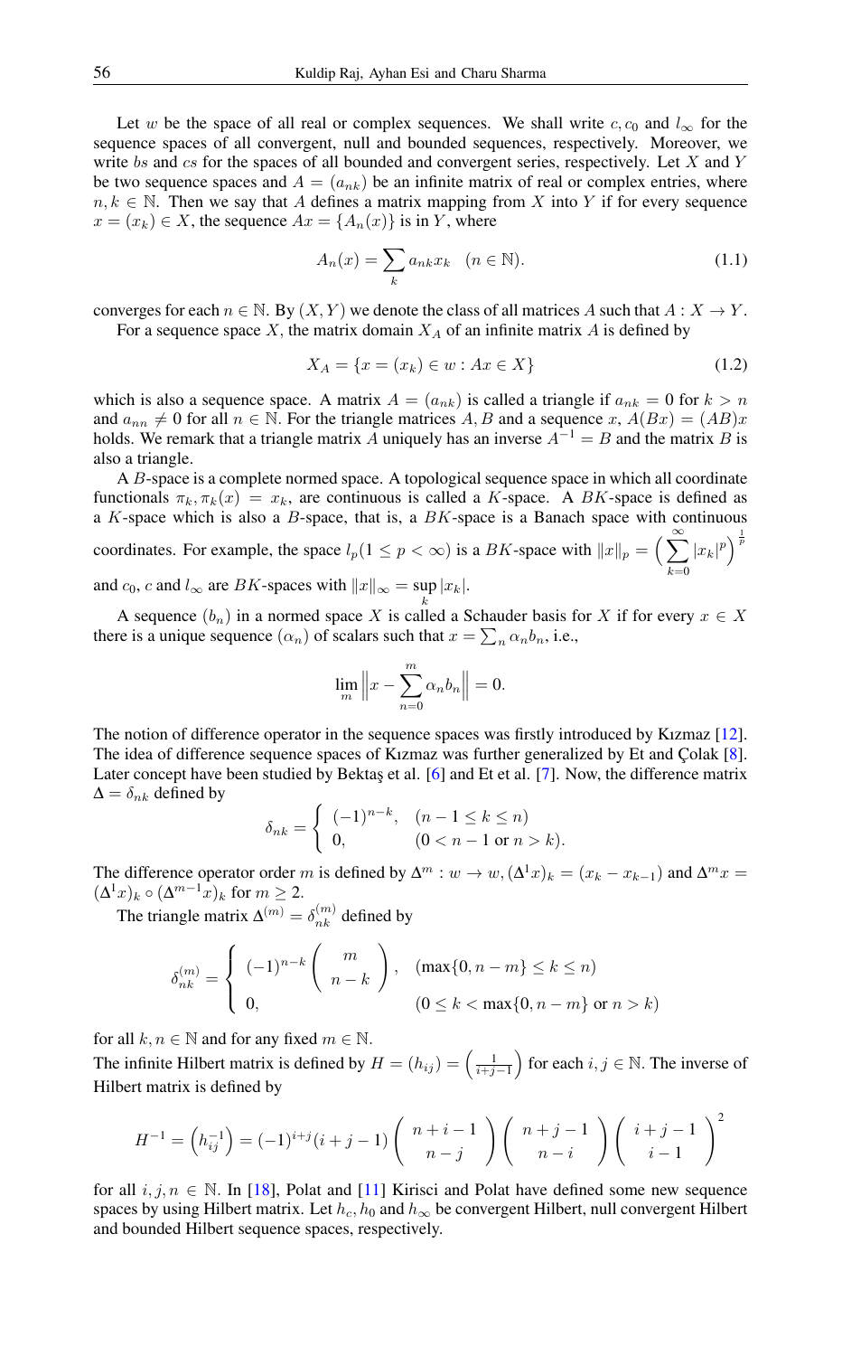Let $w$ be the space of all real or complex sequences. We shall write $c, c_0$ and $l_\infty$ for the sequence spaces of all convergent, null and bounded sequences, respectively. Moreover, we write $bs$ and $cs$ for the spaces of all bounded and convergent series, respectively. Let $X$ and $Y$ be two sequence spaces and $A = (a_{nk})$ be an infinite matrix of real or complex entries, where $n, k \in \mathbb{N}$. Then we say that $A$ defines a matrix mapping from $X$ into $Y$ if for every sequence $x = (x_k) \in X$, the sequence $Ax = \{A_n(x)\}$ is in $Y$, where

$$A_n(x) = \sum_k a_{nk} x_k \quad (n \in \mathbb{N}). \tag{1.1}$$

converges for each $n \in \mathbb{N}$. By $(X, Y)$ we denote the class of all matrices $A$ such that $A : X \to Y$.

For a sequence space $X$, the matrix domain $X_A$ of an infinite matrix $A$ is defined by

$$X_A = \{x = (x_k) \in w : Ax \in X\} \tag{1.2}$$

which is also a sequence space. A matrix $A = (a_{nk})$ is called a triangle if $a_{nk} = 0$ for $k > n$ and $a_{nn} \neq 0$ for all $n \in \mathbb{N}$. For the triangle matrices $A, B$ and a sequence $x$, $A(Bx) = (AB)x$ holds. We remark that a triangle matrix $A$ uniquely has an inverse $A^{-1} = B$ and the matrix $B$ is also a triangle.

A $B$-space is a complete normed space. A topological sequence space in which all coordinate functionals $\pi_k, \pi_k(x) = x_k$, are continuous is called a $K$-space. A $BK$-space is defined as a $K$-space which is also a $B$-space, that is, a $BK$-space is a Banach space with continuous coordinates. For example, the space $l_p (1 \leq p < \infty)$ is a $BK$-space with $\|x\|_p = \Big(\sum_{k=0}^{\infty} |x_k|^p\Big)^{\frac{1}{p}}$ and $c_0$, $c$ and $l_\infty$ are $BK$-spaces with $\|x\|_\infty = \sup_k |x_k|$.

A sequence $(b_n)$ in a normed space $X$ is called a Schauder basis for $X$ if for every $x \in X$ there is a unique sequence $(\alpha_n)$ of scalars such that $x = \sum_n \alpha_n b_n$, i.e.,

$$\lim_m \Big\| x - \sum_{n=0}^{m} \alpha_n b_n \Big\| = 0.$$

The notion of difference operator in the sequence spaces was firstly introduced by Kızmaz [12]. The idea of difference sequence spaces of Kızmaz was further generalized by Et and Çolak [8]. Later concept have been studied by Bektaş et al. [6] and Et et al. [7]. Now, the difference matrix $\Delta = \delta_{nk}$ defined by

$$\delta_{nk} = \begin{cases} (-1)^{n-k}, & (n-1 \leq k \leq n) \\ 0, & (0 < n-1 \text{ or } n > k). \end{cases}$$

The difference operator order $m$ is defined by $\Delta^m : w \to w, (\Delta^1 x)_k = (x_k - x_{k-1})$ and $\Delta^m x = (\Delta^1 x)_k \circ (\Delta^{m-1} x)_k$ for $m \geq 2$.

The triangle matrix $\Delta^{(m)} = \delta_{nk}^{(m)}$ defined by

$$\delta_{nk}^{(m)} = \begin{cases} (-1)^{n-k} \begin{pmatrix} m \\ n-k \end{pmatrix}, & (\max\{0, n-m\} \leq k \leq n) \\ 0, & (0 \leq k < \max\{0, n-m\} \text{ or } n > k) \end{cases}$$

for all $k, n \in \mathbb{N}$ and for any fixed $m \in \mathbb{N}$.

The infinite Hilbert matrix is defined by $H = (h_{ij}) = \left(\frac{1}{i+j-1}\right)$ for each $i, j \in \mathbb{N}$. The inverse of Hilbert matrix is defined by

$$H^{-1} = \left(h_{ij}^{-1}\right) = (-1)^{i+j}(i+j-1) \begin{pmatrix} n+i-1 \\ n-j \end{pmatrix} \begin{pmatrix} n+j-1 \\ n-i \end{pmatrix} \begin{pmatrix} i+j-1 \\ i-1 \end{pmatrix}^2$$

for all $i, j, n \in \mathbb{N}$. In [18], Polat and [11] Kirisci and Polat have defined some new sequence spaces by using Hilbert matrix. Let $h_c, h_0$ and $h_\infty$ be convergent Hilbert, null convergent Hilbert and bounded Hilbert sequence spaces, respectively.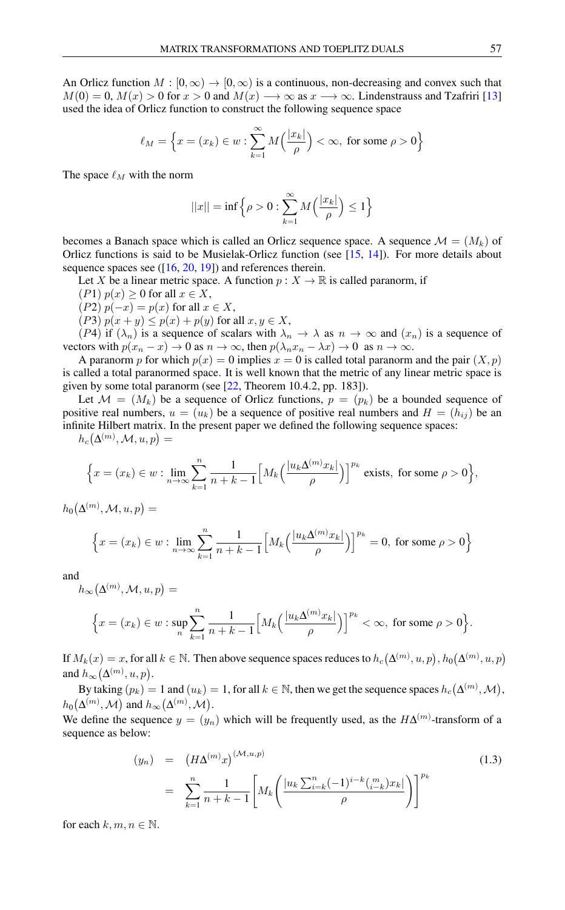An Orlicz function $M : [0, \infty) \to [0, \infty)$ is a continuous, non-decreasing and convex such that $M(0) = 0$, $M(x) > 0$ for $x > 0$ and $M(x) \longrightarrow \infty$ as $x \longrightarrow \infty$. Lindenstrauss and Tzafriri [13] used the idea of Orlicz function to construct the following sequence space

$$\ell_M = \Big\{ x = (x_k) \in w : \sum_{k=1}^{\infty} M\Big(\frac{|x_k|}{\rho}\Big) < \infty, \text{ for some } \rho > 0 \Big\}$$

The space $\ell_M$ with the norm

$$||x|| = \inf\Big\{ \rho > 0 : \sum_{k=1}^{\infty} M\Big(\frac{|x_k|}{\rho}\Big) \le 1 \Big\}$$

becomes a Banach space which is called an Orlicz sequence space. A sequence $\mathcal{M} = (M_k)$ of Orlicz functions is said to be Musielak-Orlicz function (see [15, 14]). For more details about sequence spaces see ([16, 20, 19]) and references therein.

Let $X$ be a linear metric space. A function $p : X \to \mathbb{R}$ is called paranorm, if

$(P1)$ $p(x) \ge 0$ for all $x \in X$,

$(P2)$ $p(-x) = p(x)$ for all $x \in X$,

$(P3)$ $p(x + y) \le p(x) + p(y)$ for all $x, y \in X$,

$(P4)$ if $(\lambda_n)$ is a sequence of scalars with $\lambda_n \to \lambda$ as $n \to \infty$ and $(x_n)$ is a sequence of vectors with $p(x_n - x) \to 0$ as $n \to \infty$, then $p(\lambda_n x_n - \lambda x) \to 0$ as $n \to \infty$.

A paranorm $p$ for which $p(x) = 0$ implies $x = 0$ is called total paranorm and the pair $(X, p)$ is called a total paranormed space. It is well known that the metric of any linear metric space is given by some total paranorm (see [22, Theorem 10.4.2, pp. 183]).

Let $\mathcal{M} = (M_k)$ be a sequence of Orlicz functions, $p = (p_k)$ be a bounded sequence of positive real numbers, $u = (u_k)$ be a sequence of positive real numbers and $H = (h_{ij})$ be an infinite Hilbert matrix. In the present paper we defined the following sequence spaces:

$h_c\big(\Delta^{(m)}, \mathcal{M}, u, p\big) =$

$$\Big\{ x = (x_k) \in w : \lim_{n\to\infty} \sum_{k=1}^{n} \frac{1}{n+k-1}\Big[ M_k\Big( \frac{|u_k \Delta^{(m)} x_k|}{\rho} \Big) \Big]^{p_k} \text{ exists, for some } \rho > 0 \Big\},$$

$h_0\big(\Delta^{(m)}, \mathcal{M}, u, p\big) =$

$$\Big\{ x = (x_k) \in w : \lim_{n\to\infty} \sum_{k=1}^{n} \frac{1}{n+k-1}\Big[ M_k\Big( \frac{|u_k \Delta^{(m)} x_k|}{\rho} \Big) \Big]^{p_k} = 0, \text{ for some } \rho > 0 \Big\}$$

and

$h_\infty\big(\Delta^{(m)}, \mathcal{M}, u, p\big) =$

$$\Big\{ x = (x_k) \in w : \sup_{n} \sum_{k=1}^{n} \frac{1}{n+k-1}\Big[ M_k\Big( \frac{|u_k \Delta^{(m)} x_k|}{\rho} \Big) \Big]^{p_k} < \infty, \text{ for some } \rho > 0 \Big\}.$$

If $M_k(x) = x$, for all $k \in \mathbb{N}$. Then above sequence spaces reduces to $h_c\big(\Delta^{(m)}, u, p\big)$, $h_0\big(\Delta^{(m)}, u, p\big)$ and $h_\infty\big(\Delta^{(m)}, u, p\big)$.

By taking $(p_k) = 1$ and $(u_k) = 1$, for all $k \in \mathbb{N}$, then we get the sequence spaces $h_c\big(\Delta^{(m)}, \mathcal{M}\big)$, $h_0\big(\Delta^{(m)}, \mathcal{M}\big)$ and $h_\infty\big(\Delta^{(m)}, \mathcal{M}\big)$.

We define the sequence $y = (y_n)$ which will be frequently used, as the $H\Delta^{(m)}$-transform of a sequence as below:

$$\begin{aligned} (y_n) &= \big(H\Delta^{(m)} x\big)^{(\mathcal{M}, u, p)} \\ &= \sum_{k=1}^{n} \frac{1}{n+k-1}\left[ M_k\left( \frac{|u_k \sum_{i=k}^{n} (-1)^{i-k} \binom{m}{i-k} x_k|}{\rho} \right) \right]^{p_k} \end{aligned} \tag{1.3}$$

for each $k, m, n \in \mathbb{N}$.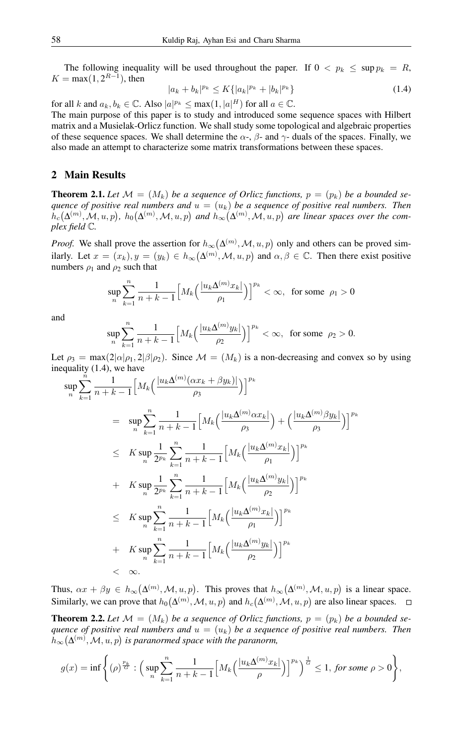The following inequality will be used throughout the paper. If $0 < p_k \le \sup p_k = R$, $K = \max(1, 2^{R-1})$, then

$$|a_k + b_k|^{p_k} \le K\{|a_k|^{p_k} + |b_k|^{p_k}\} \tag{1.4}$$

for all $k$ and $a_k, b_k \in \mathbb{C}$. Also $|a|^{p_k} \le \max(1, |a|^H)$ for all $a \in \mathbb{C}$.

The main purpose of this paper is to study and introduced some sequence spaces with Hilbert matrix and a Musielak-Orlicz function. We shall study some topological and algebraic properties of these sequence spaces. We shall determine the $\alpha$-, $\beta$- and $\gamma$- duals of the spaces. Finally, we also made an attempt to characterize some matrix transformations between these spaces.

## 2 Main Results

**Theorem 2.1.** *Let $\mathcal{M} = (M_k)$ be a sequence of Orlicz functions, $p = (p_k)$ be a bounded sequence of positive real numbers and $u = (u_k)$ be a sequence of positive real numbers. Then $h_c\big(\Delta^{(m)}, \mathcal{M}, u, p\big)$, $h_0\big(\Delta^{(m)}, \mathcal{M}, u, p\big)$ and $h_\infty\big(\Delta^{(m)}, \mathcal{M}, u, p\big)$ are linear spaces over the complex field $\mathbb{C}$.*

*Proof.* We shall prove the assertion for $h_\infty\big(\Delta^{(m)}, \mathcal{M}, u, p\big)$ only and others can be proved similarly. Let $x = (x_k), y = (y_k) \in h_\infty\big(\Delta^{(m)}, \mathcal{M}, u, p\big)$ and $\alpha, \beta \in \mathbb{C}$. Then there exist positive numbers $\rho_1$ and $\rho_2$ such that

$$\sup_n \sum_{k=1}^{n} \frac{1}{n+k-1}\Big[M_k\Big(\frac{|u_k \Delta^{(m)} x_k|}{\rho_1}\Big)\Big]^{p_k} < \infty, \ \ \text{for some} \ \ \rho_1 > 0$$

and

$$\sup_n \sum_{k=1}^{n} \frac{1}{n+k-1}\Big[M_k\Big(\frac{|u_k \Delta^{(m)} y_k|}{\rho_2}\Big)\Big]^{p_k} < \infty, \ \ \text{for some} \ \ \rho_2 > 0.$$

Let $\rho_3 = \max(2|\alpha|\rho_1, 2|\beta|\rho_2)$. Since $\mathcal{M} = (M_k)$ is a non-decreasing and convex so by using inequality (1.4), we have

$$\begin{aligned}
\sup_n \sum_{k=1}^{n} \frac{1}{n+k-1}\Big[M_k\Big(\frac{|u_k \Delta^{(m)}(\alpha x_k + \beta y_k)|}{\rho_3}\Big)\Big]^{p_k} & \\
= \ \ \sup_n \sum_{k=1}^{n} \frac{1}{n+k-1}\Big[M_k\Big(\frac{|u_k \Delta^{(m)} \alpha x_k|}{\rho_3}\Big) + \Big(\frac{|u_k \Delta^{(m)} \beta y_k|}{\rho_3}\Big)\Big]^{p_k} & \\
\le \ \ K \sup_n \frac{1}{2^{p_k}} \sum_{k=1}^{n} \frac{1}{n+k-1}\Big[M_k\Big(\frac{|u_k \Delta^{(m)} x_k|}{\rho_1}\Big)\Big]^{p_k} & \\
+ \ \ K \sup_n \frac{1}{2^{p_k}} \sum_{k=1}^{n} \frac{1}{n+k-1}\Big[M_k\Big(\frac{|u_k \Delta^{(m)} y_k|}{\rho_2}\Big)\Big]^{p_k} & \\
\le \ \ K \sup_n \sum_{k=1}^{n} \frac{1}{n+k-1}\Big[M_k\Big(\frac{|u_k \Delta^{(m)} x_k|}{\rho_1}\Big)\Big]^{p_k} & \\
+ \ \ K \sup_n \sum_{k=1}^{n} \frac{1}{n+k-1}\Big[M_k\Big(\frac{|u_k \Delta^{(m)} y_k|}{\rho_2}\Big)\Big]^{p_k} & \\
< \ \ \infty. &
\end{aligned}$$

Thus, $\alpha x + \beta y \in h_\infty\big(\Delta^{(m)}, \mathcal{M}, u, p\big)$. This proves that $h_\infty\big(\Delta^{(m)}, \mathcal{M}, u, p\big)$ is a linear space. Similarly, we can prove that $h_0\big(\Delta^{(m)}, \mathcal{M}, u, p\big)$ and $h_c\big(\Delta^{(m)}, \mathcal{M}, u, p\big)$ are also linear spaces. $\square$

**Theorem 2.2.** *Let $\mathcal{M} = (M_k)$ be a sequence of Orlicz functions, $p = (p_k)$ be a bounded sequence of positive real numbers and $u = (u_k)$ be a sequence of positive real numbers. Then $h_\infty\big(\Delta^{(m)}, \mathcal{M}, u, p\big)$ is paranormed space with the paranorm,*

$$g(x) = \inf\Bigg\{(\rho)^{\frac{p_k}{G}} : \Big(\sup_n \sum_{k=1}^{n} \frac{1}{n+k-1}\Big[M_k\Big(\frac{|u_k \Delta^{(m)} x_k|}{\rho}\Big)\Big]^{p_k}\Big)^{\frac{1}{G}} \le 1, \ \textit{for some} \ \rho > 0\Bigg\},$$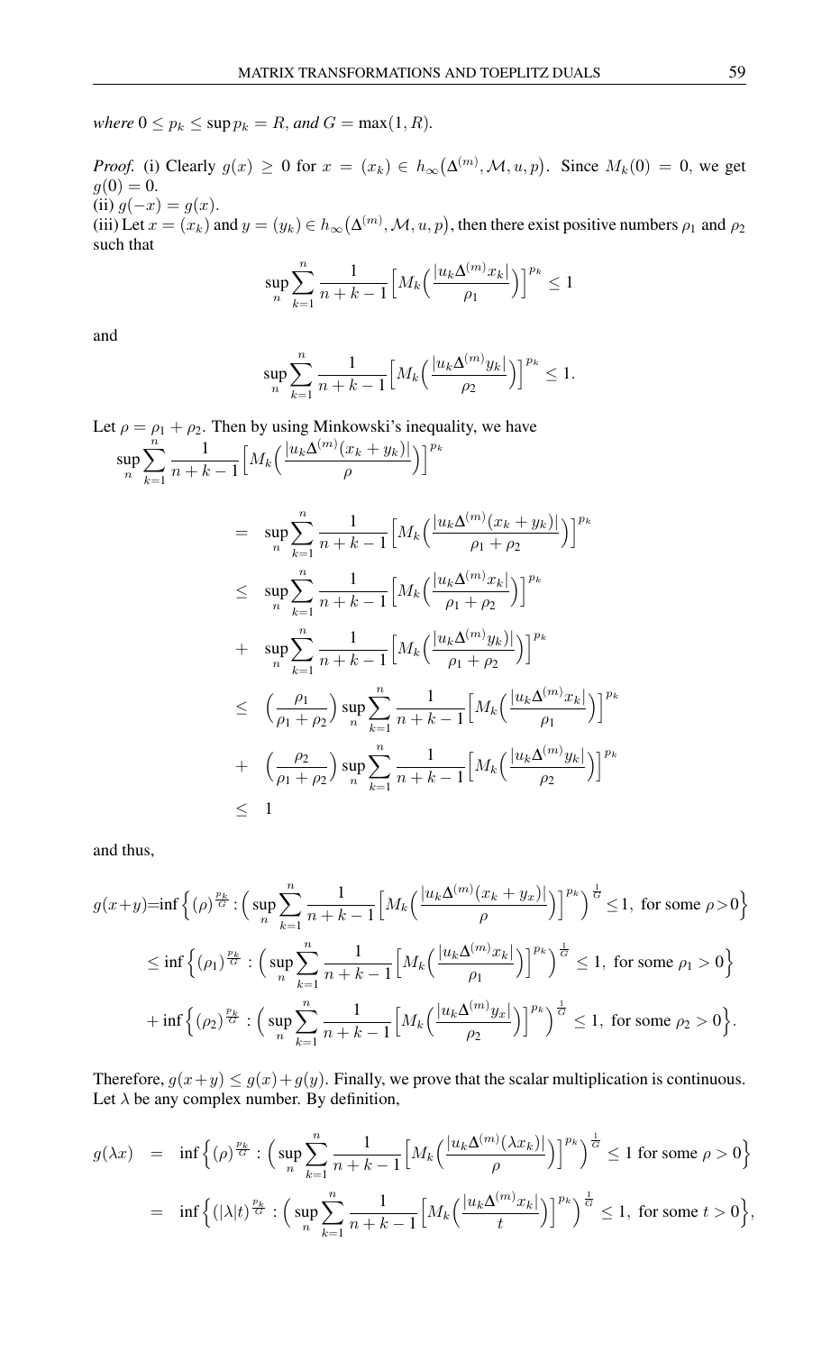*where* $0 \leq p_k \leq \sup p_k = R$, *and* $G = \max(1, R)$.

*Proof.* (i) Clearly $g(x) \geq 0$ for $x = (x_k) \in h_\infty\big(\Delta^{(m)}, \mathcal{M}, u, p\big)$. Since $M_k(0) = 0$, we get $g(0) = 0$.
(ii) $g(-x) = g(x)$.
(iii) Let $x = (x_k)$ and $y = (y_k) \in h_\infty\big(\Delta^{(m)}, \mathcal{M}, u, p\big)$, then there exist positive numbers $\rho_1$ and $\rho_2$ such that

$$\sup_n \sum_{k=1}^{n} \frac{1}{n+k-1}\Big[M_k\Big(\frac{|u_k\Delta^{(m)}x_k|}{\rho_1}\Big)\Big]^{p_k} \leq 1$$

and

$$\sup_n \sum_{k=1}^{n} \frac{1}{n+k-1}\Big[M_k\Big(\frac{|u_k\Delta^{(m)}y_k|}{\rho_2}\Big)\Big]^{p_k} \leq 1.$$

Let $\rho = \rho_1 + \rho_2$. Then by using Minkowski's inequality, we have

$$\begin{aligned}
&\sup_n \sum_{k=1}^{n} \frac{1}{n+k-1}\Big[M_k\Big(\frac{|u_k\Delta^{(m)}(x_k+y_k)|}{\rho}\Big)\Big]^{p_k} \\
&= \sup_n \sum_{k=1}^{n} \frac{1}{n+k-1}\Big[M_k\Big(\frac{|u_k\Delta^{(m)}(x_k+y_k)|}{\rho_1+\rho_2}\Big)\Big]^{p_k} \\
&\leq \sup_n \sum_{k=1}^{n} \frac{1}{n+k-1}\Big[M_k\Big(\frac{|u_k\Delta^{(m)}x_k|}{\rho_1+\rho_2}\Big)\Big]^{p_k} \\
&+ \sup_n \sum_{k=1}^{n} \frac{1}{n+k-1}\Big[M_k\Big(\frac{|u_k\Delta^{(m)}y_k)|}{\rho_1+\rho_2}\Big)\Big]^{p_k} \\
&\leq \Big(\frac{\rho_1}{\rho_1+\rho_2}\Big)\sup_n \sum_{k=1}^{n} \frac{1}{n+k-1}\Big[M_k\Big(\frac{|u_k\Delta^{(m)}x_k|}{\rho_1}\Big)\Big]^{p_k} \\
&+ \Big(\frac{\rho_2}{\rho_1+\rho_2}\Big)\sup_n \sum_{k=1}^{n} \frac{1}{n+k-1}\Big[M_k\Big(\frac{|u_k\Delta^{(m)}y_k|}{\rho_2}\Big)\Big]^{p_k} \\
&\leq 1
\end{aligned}$$

and thus,

$$\begin{aligned}
g(x+y) &= \inf\Big\{(\rho)^{\frac{p_k}{G}} : \Big(\sup_n \sum_{k=1}^{n} \frac{1}{n+k-1}\Big[M_k\Big(\frac{|u_k\Delta^{(m)}(x_k+y_x)|}{\rho}\Big)\Big]^{p_k}\Big)^{\frac{1}{G}} \leq 1, \text{ for some } \rho > 0\Big\} \\
&\leq \inf\Big\{(\rho_1)^{\frac{p_k}{G}} : \Big(\sup_n \sum_{k=1}^{n} \frac{1}{n+k-1}\Big[M_k\Big(\frac{|u_k\Delta^{(m)}x_k|}{\rho_1}\Big)\Big]^{p_k}\Big)^{\frac{1}{G}} \leq 1, \text{ for some } \rho_1 > 0\Big\} \\
&+ \inf\Big\{(\rho_2)^{\frac{p_k}{G}} : \Big(\sup_n \sum_{k=1}^{n} \frac{1}{n+k-1}\Big[M_k\Big(\frac{|u_k\Delta^{(m)}y_x|}{\rho_2}\Big)\Big]^{p_k}\Big)^{\frac{1}{G}} \leq 1, \text{ for some } \rho_2 > 0\Big\}.
\end{aligned}$$

Therefore, $g(x+y) \leq g(x) + g(y)$. Finally, we prove that the scalar multiplication is continuous. Let $\lambda$ be any complex number. By definition,

$$\begin{aligned}
g(\lambda x) &= \inf\Big\{(\rho)^{\frac{p_k}{G}} : \Big(\sup_n \sum_{k=1}^{n} \frac{1}{n+k-1}\Big[M_k\Big(\frac{|u_k\Delta^{(m)}(\lambda x_k)|}{\rho}\Big)\Big]^{p_k}\Big)^{\frac{1}{G}} \leq 1 \text{ for some } \rho > 0\Big\} \\
&= \inf\Big\{(|\lambda|t)^{\frac{p_k}{G}} : \Big(\sup_n \sum_{k=1}^{n} \frac{1}{n+k-1}\Big[M_k\Big(\frac{|u_k\Delta^{(m)}x_k|}{t}\Big)\Big]^{p_k}\Big)^{\frac{1}{G}} \leq 1, \text{ for some } t > 0\Big\},
\end{aligned}$$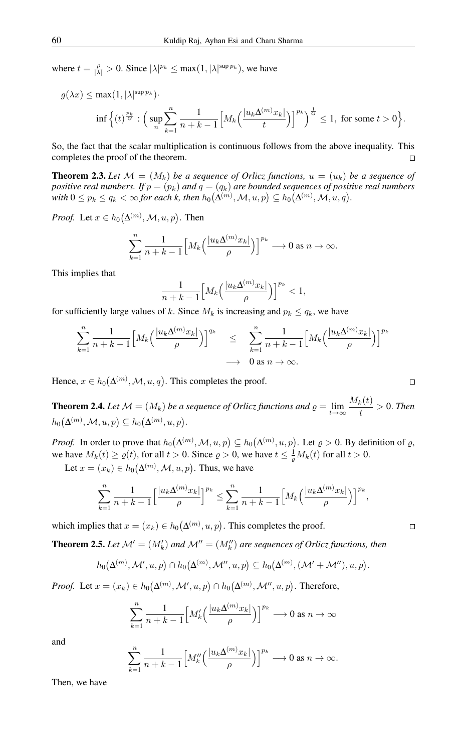where $t = \frac{\rho}{|\lambda|} > 0$. Since $|\lambda|^{p_k} \leq \max(1, |\lambda|^{\sup p_k})$, we have

$$g(\lambda x) \leq \max(1, |\lambda|^{\sup p_k}) \cdot$$

$$\inf\Big\{(t)^{\frac{p_k}{G}} : \Big(\sup_n \sum_{k=1}^{n} \frac{1}{n+k-1}\Big[M_k\Big(\frac{|u_k \Delta^{(m)} x_k|}{t}\Big)\Big]^{p_k}\Big)^{\frac{1}{G}} \leq 1, \text{ for some } t > 0\Big\}.$$

So, the fact that the scalar multiplication is continuous follows from the above inequality. This completes the proof of the theorem. $\square$

**Theorem 2.3.** *Let $\mathcal{M} = (M_k)$ be a sequence of Orlicz functions, $u = (u_k)$ be a sequence of positive real numbers. If $p = (p_k)$ and $q = (q_k)$ are bounded sequences of positive real numbers with $0 \leq p_k \leq q_k < \infty$ for each k, then $h_0\big(\Delta^{(m)}, \mathcal{M}, u, p\big) \subseteq h_0\big(\Delta^{(m)}, \mathcal{M}, u, q\big)$.*

*Proof.* Let $x \in h_0\big(\Delta^{(m)}, \mathcal{M}, u, p\big)$. Then

$$\sum_{k=1}^{n} \frac{1}{n+k-1}\Big[M_k\Big(\frac{|u_k \Delta^{(m)} x_k|}{\rho}\Big)\Big]^{p_k} \longrightarrow 0 \text{ as } n \to \infty.$$

This implies that

$$\frac{1}{n+k-1}\Big[M_k\Big(\frac{|u_k \Delta^{(m)} x_k|}{\rho}\Big)\Big]^{p_k} < 1,$$

for sufficiently large values of $k$. Since $M_k$ is increasing and $p_k \leq q_k$, we have

$$\begin{aligned}\sum_{k=1}^{n} \frac{1}{n+k-1}\Big[M_k\Big(\frac{|u_k \Delta^{(m)} x_k|}{\rho}\Big)\Big]^{q_k} &\leq \sum_{k=1}^{n} \frac{1}{n+k-1}\Big[M_k\Big(\frac{|u_k \Delta^{(m)} x_k|}{\rho}\Big)\Big]^{p_k} \\ &\longrightarrow 0 \text{ as } n \to \infty.\end{aligned}$$

Hence, $x \in h_0\big(\Delta^{(m)}, \mathcal{M}, u, q\big)$. This completes the proof. $\square$

**Theorem 2.4.** *Let $\mathcal{M} = (M_k)$ be a sequence of Orlicz functions and $\varrho = \lim_{t \to \infty} \dfrac{M_k(t)}{t} > 0$. Then $h_0\big(\Delta^{(m)}, \mathcal{M}, u, p\big) \subseteq h_0\big(\Delta^{(m)}, u, p\big)$.*

*Proof.* In order to prove that $h_0\big(\Delta^{(m)}, \mathcal{M}, u, p\big) \subseteq h_0\big(\Delta^{(m)}, u, p\big)$. Let $\varrho > 0$. By definition of $\varrho$, we have $M_k(t) \geq \varrho(t)$, for all $t > 0$. Since $\varrho > 0$, we have $t \leq \frac{1}{\varrho} M_k(t)$ for all $t > 0$.

Let $x = (x_k) \in h_0\big(\Delta^{(m)}, \mathcal{M}, u, p\big)$. Thus, we have

$$\sum_{k=1}^{n} \frac{1}{n+k-1}\Big[\frac{|u_k \Delta^{(m)} x_k|}{\rho}\Big]^{p_k} \leq \sum_{k=1}^{n} \frac{1}{n+k-1}\Big[M_k\Big(\frac{|u_k \Delta^{(m)} x_k|}{\rho}\Big)\Big]^{p_k},$$

which implies that $x = (x_k) \in h_0\big(\Delta^{(m)}, u, p\big)$. This completes the proof. $\square$

**Theorem 2.5.** *Let $\mathcal{M}' = (M'_k)$ and $\mathcal{M}'' = (M''_k)$ are sequences of Orlicz functions, then*

$$h_0\big(\Delta^{(m)}, \mathcal{M}', u, p\big) \cap h_0\big(\Delta^{(m)}, \mathcal{M}'', u, p\big) \subseteq h_0\big(\Delta^{(m)}, (\mathcal{M}' + \mathcal{M}''), u, p\big).$$

*Proof.* Let $x = (x_k) \in h_0\big(\Delta^{(m)}, \mathcal{M}', u, p\big) \cap h_0\big(\Delta^{(m)}, \mathcal{M}'', u, p\big)$. Therefore,

$$\sum_{k=1}^{n} \frac{1}{n+k-1}\Big[M'_k\Big(\frac{|u_k \Delta^{(m)} x_k|}{\rho}\Big)\Big]^{p_k} \longrightarrow 0 \text{ as } n \to \infty$$

and

$$\sum_{k=1}^{n} \frac{1}{n+k-1}\Big[M''_k\Big(\frac{|u_k \Delta^{(m)} x_k|}{\rho}\Big)\Big]^{p_k} \longrightarrow 0 \text{ as } n \to \infty.$$

Then, we have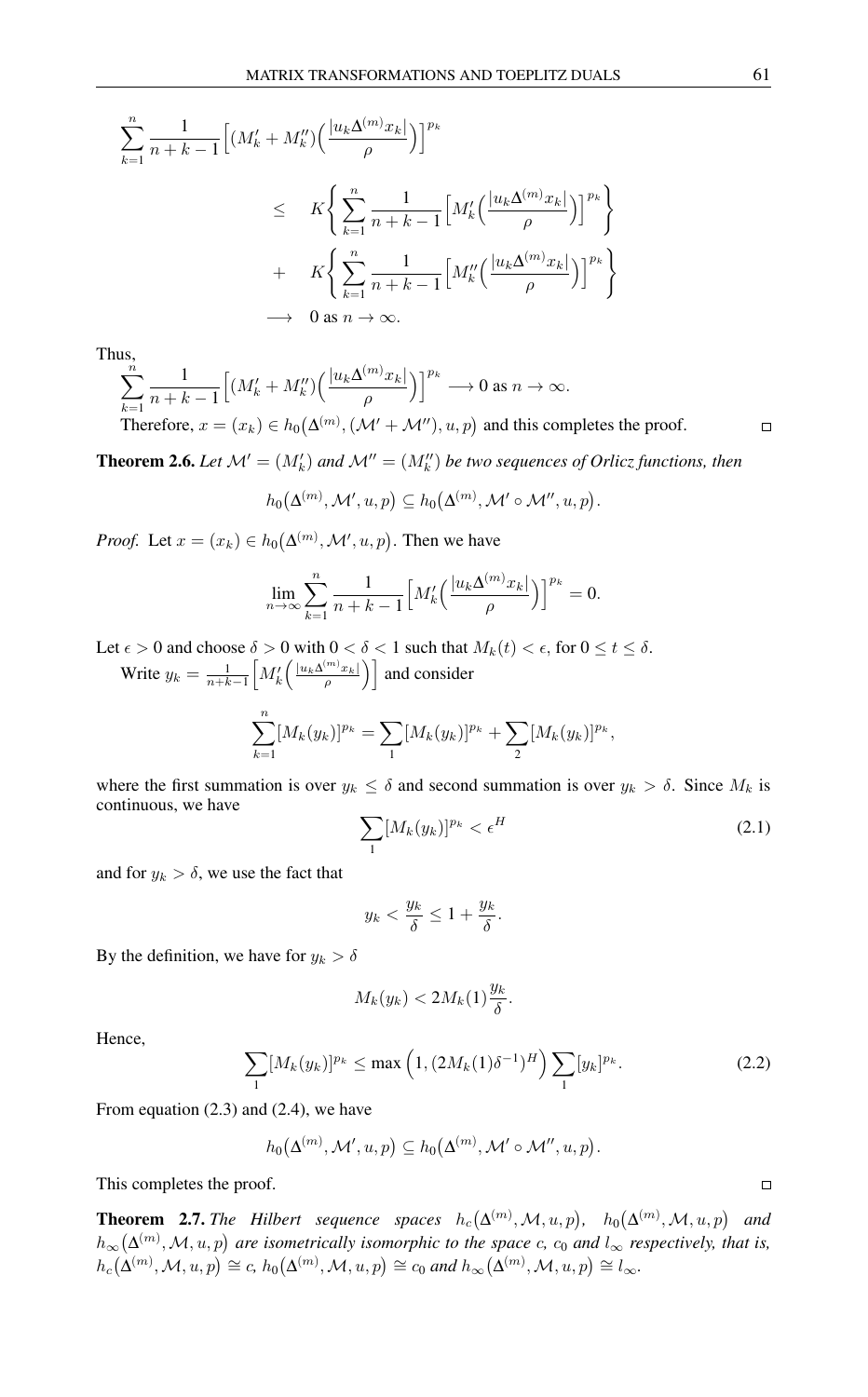$$\sum_{k=1}^{n} \frac{1}{n+k-1}\Big[(M'_k + M''_k)\Big(\frac{|u_k\Delta^{(m)}x_k|}{\rho}\Big)\Big]^{p_k}$$

$$\begin{aligned}
&\leq \quad K\Bigg\{\sum_{k=1}^{n} \frac{1}{n+k-1}\Big[M'_k\Big(\frac{|u_k\Delta^{(m)}x_k|}{\rho}\Big)\Big]^{p_k}\Bigg\} \\
&+ \quad K\Bigg\{\sum_{k=1}^{n} \frac{1}{n+k-1}\Big[M''_k\Big(\frac{|u_k\Delta^{(m)}x_k|}{\rho}\Big)\Big]^{p_k}\Bigg\} \\
&\longrightarrow \quad 0 \text{ as } n \to \infty.
\end{aligned}$$

Thus,

$$\sum_{k=1}^{n} \frac{1}{n+k-1}\Big[(M'_k + M''_k)\Big(\frac{|u_k\Delta^{(m)}x_k|}{\rho}\Big)\Big]^{p_k} \longrightarrow 0 \text{ as } n \to \infty.$$

Therefore, $x = (x_k) \in h_0\big(\Delta^{(m)}, (\mathcal{M}' + \mathcal{M}''), u, p\big)$ and this completes the proof. □

**Theorem 2.6.** *Let $\mathcal{M}' = (M'_k)$ and $\mathcal{M}'' = (M''_k)$ be two sequences of Orlicz functions, then*

$$h_0\big(\Delta^{(m)}, \mathcal{M}', u, p\big) \subseteq h_0\big(\Delta^{(m)}, \mathcal{M}' \circ \mathcal{M}'', u, p\big).$$

*Proof.* Let $x = (x_k) \in h_0\big(\Delta^{(m)}, \mathcal{M}', u, p\big)$. Then we have

$$\lim_{n\to\infty} \sum_{k=1}^{n} \frac{1}{n+k-1}\Big[M'_k\Big(\frac{|u_k\Delta^{(m)}x_k|}{\rho}\Big)\Big]^{p_k} = 0.$$

Let $\epsilon > 0$ and choose $\delta > 0$ with $0 < \delta < 1$ such that $M_k(t) < \epsilon$, for $0 \leq t \leq \delta$.

Write $y_k = \frac{1}{n+k-1}\Big[M'_k\Big(\frac{|u_k\Delta^{(m)}x_k|}{\rho}\Big)\Big]$ and consider

$$\sum_{k=1}^{n} [M_k(y_k)]^{p_k} = \sum_{1} [M_k(y_k)]^{p_k} + \sum_{2} [M_k(y_k)]^{p_k},$$

where the first summation is over $y_k \leq \delta$ and second summation is over $y_k > \delta$. Since $M_k$ is continuous, we have

$$\sum_{1} [M_k(y_k)]^{p_k} < \epsilon^H \tag{2.1}$$

and for $y_k > \delta$, we use the fact that

$$y_k < \frac{y_k}{\delta} \leq 1 + \frac{y_k}{\delta}.$$

By the definition, we have for $y_k > \delta$

$$M_k(y_k) < 2M_k(1)\frac{y_k}{\delta}.$$

Hence,

$$\sum_{1} [M_k(y_k)]^{p_k} \leq \max\Big(1, (2M_k(1)\delta^{-1})^H\Big) \sum_{1} [y_k]^{p_k}. \tag{2.2}$$

From equation (2.3) and (2.4), we have

$$h_0\big(\Delta^{(m)}, \mathcal{M}', u, p\big) \subseteq h_0\big(\Delta^{(m)}, \mathcal{M}' \circ \mathcal{M}'', u, p\big).$$

This completes the proof. □

**Theorem 2.7.** *The Hilbert sequence spaces $h_c\big(\Delta^{(m)}, \mathcal{M}, u, p\big)$, $h_0\big(\Delta^{(m)}, \mathcal{M}, u, p\big)$ and $h_\infty\big(\Delta^{(m)}, \mathcal{M}, u, p\big)$ are isometrically isomorphic to the space $c$, $c_0$ and $l_\infty$ respectively, that is, $h_c\big(\Delta^{(m)}, \mathcal{M}, u, p\big) \cong c$, $h_0\big(\Delta^{(m)}, \mathcal{M}, u, p\big) \cong c_0$ and $h_\infty\big(\Delta^{(m)}, \mathcal{M}, u, p\big) \cong l_\infty$.*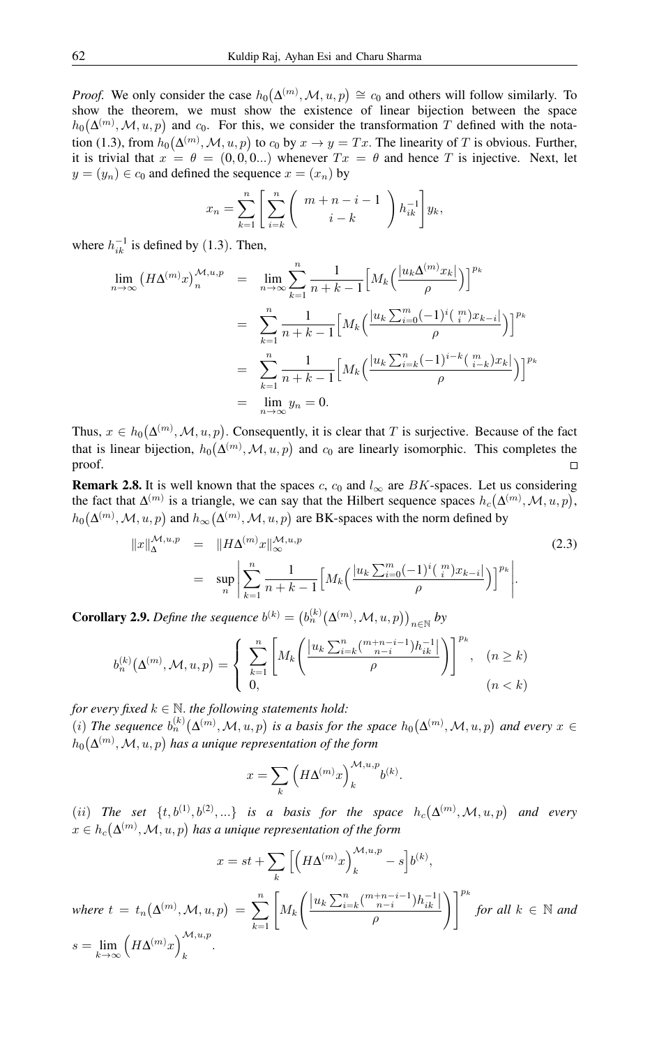*Proof.* We only consider the case $h_0\big(\Delta^{(m)}, \mathcal{M}, u, p\big) \cong c_0$ and others will follow similarly. To show the theorem, we must show the existence of linear bijection between the space $h_0\big(\Delta^{(m)}, \mathcal{M}, u, p\big)$ and $c_0$. For this, we consider the transformation $T$ defined with the notation (1.3), from $h_0\big(\Delta^{(m)}, \mathcal{M}, u, p\big)$ to $c_0$ by $x \to y = Tx$. The linearity of $T$ is obvious. Further, it is trivial that $x = \theta = (0, 0, 0...)$ whenever $Tx = \theta$ and hence $T$ is injective. Next, let $y = (y_n) \in c_0$ and defined the sequence $x = (x_n)$ by

$$x_n = \sum_{k=1}^{n} \left[ \sum_{i=k}^{n} \begin{pmatrix} m+n-i-1 \\ i-k \end{pmatrix} h_{ik}^{-1} \right] y_k,$$

where $h_{ik}^{-1}$ is defined by (1.3). Then,

$$\begin{aligned}
\lim_{n\to\infty} \big(H\Delta^{(m)}x\big)_n^{\mathcal{M},u,p} &= \lim_{n\to\infty} \sum_{k=1}^{n} \frac{1}{n+k-1} \Big[ M_k\Big(\frac{|u_k \Delta^{(m)} x_k|}{\rho}\Big)\Big]^{p_k} \\
&= \sum_{k=1}^{n} \frac{1}{n+k-1} \Big[ M_k\Big(\frac{|u_k \sum_{i=0}^{m} (-1)^i \binom{m}{i} x_{k-i}|}{\rho}\Big)\Big]^{p_k} \\
&= \sum_{k=1}^{n} \frac{1}{n+k-1} \Big[ M_k\Big(\frac{|u_k \sum_{i=k}^{n} (-1)^{i-k} \binom{m}{i-k} x_k|}{\rho}\Big)\Big]^{p_k} \\
&= \lim_{n\to\infty} y_n = 0.
\end{aligned}$$

Thus, $x \in h_0\big(\Delta^{(m)}, \mathcal{M}, u, p\big)$. Consequently, it is clear that $T$ is surjective. Because of the fact that is linear bijection, $h_0\big(\Delta^{(m)}, \mathcal{M}, u, p\big)$ and $c_0$ are linearly isomorphic. This completes the proof. □

**Remark 2.8.** It is well known that the spaces $c$, $c_0$ and $l_\infty$ are $BK$-spaces. Let us considering the fact that $\Delta^{(m)}$ is a triangle, we can say that the Hilbert sequence spaces $h_c\big(\Delta^{(m)}, \mathcal{M}, u, p\big)$, $h_0\big(\Delta^{(m)}, \mathcal{M}, u, p\big)$ and $h_\infty\big(\Delta^{(m)}, \mathcal{M}, u, p\big)$ are BK-spaces with the norm defined by

$$\begin{aligned}
\|x\|_{\Delta}^{\mathcal{M},u,p} &= \|H\Delta^{(m)}x\|_{\infty}^{\mathcal{M},u,p} \qquad (2.3)\\
&= \sup_n \left| \sum_{k=1}^{n} \frac{1}{n+k-1} \Big[ M_k\Big(\frac{|u_k \sum_{i=0}^{m} (-1)^i \binom{m}{i} x_{k-i}|}{\rho}\Big)\Big]^{p_k} \right|.
\end{aligned}$$

**Corollary 2.9.** *Define the sequence* $b^{(k)} = \big(b_n^{(k)}\big(\Delta^{(m)}, \mathcal{M}, u, p\big)\big)_{n\in\mathbb{N}}$ *by*

$$b_n^{(k)}\big(\Delta^{(m)}, \mathcal{M}, u, p\big) = \begin{cases} \displaystyle\sum_{k=1}^{n} \left[ M_k\left( \frac{|u_k \sum_{i=k}^{n} \binom{m+n-i-1}{n-i} h_{ik}^{-1}|}{\rho} \right)\right]^{p_k}, & (n \geq k) \\ 0, & (n < k) \end{cases}$$

*for every fixed* $k \in \mathbb{N}$. *the following statements hold:*
$(i)$ *The sequence* $b_n^{(k)}\big(\Delta^{(m)}, \mathcal{M}, u, p\big)$ *is a basis for the space* $h_0\big(\Delta^{(m)}, \mathcal{M}, u, p\big)$ *and every* $x \in h_0\big(\Delta^{(m)}, \mathcal{M}, u, p\big)$ *has a unique representation of the form*

$$x = \sum_k \Big(H\Delta^{(m)}x\Big)_k^{\mathcal{M},u,p} b^{(k)}.$$

$(ii)$ *The set* $\{t, b^{(1)}, b^{(2)}, ...\}$ *is a basis for the space* $h_c\big(\Delta^{(m)}, \mathcal{M}, u, p\big)$ *and every* $x \in h_c\big(\Delta^{(m)}, \mathcal{M}, u, p\big)$ *has a unique representation of the form*

$$x = st + \sum_k \Big[\Big(H\Delta^{(m)}x\Big)_k^{\mathcal{M},u,p} - s\Big] b^{(k)},$$

*where* $t = t_n\big(\Delta^{(m)}, \mathcal{M}, u, p\big) = \displaystyle\sum_{k=1}^{n} \left[ M_k\left( \frac{|u_k \sum_{i=k}^{n} \binom{m+n-i-1}{n-i} h_{ik}^{-1}|}{\rho} \right)\right]^{p_k}$ *for all* $k \in \mathbb{N}$ *and* $s = \displaystyle\lim_{k\to\infty} \Big(H\Delta^{(m)}x\Big)_k^{\mathcal{M},u,p}$.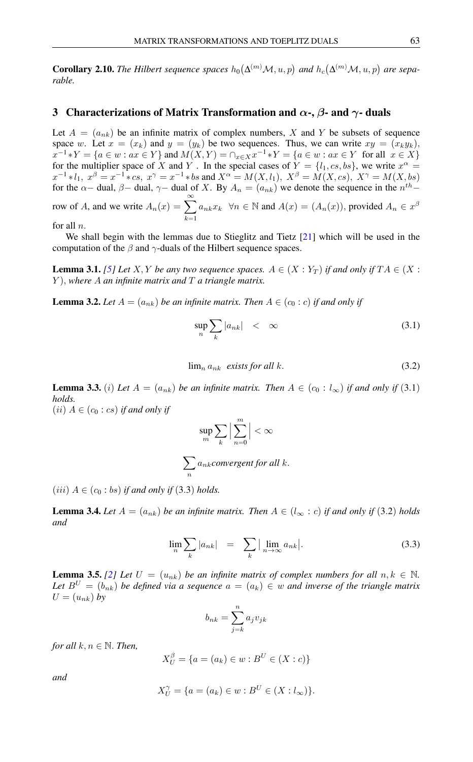**Corollary 2.10.** *The Hilbert sequence spaces $h_0\big(\Delta^{(m)}\mathcal{M}, u, p\big)$ and $h_c\big(\Delta^{(m)}\mathcal{M}, u, p\big)$ are separable.*

## 3 Characterizations of Matrix Transformation and $\alpha$-, $\beta$- and $\gamma$- duals

Let $A = (a_{nk})$ be an infinite matrix of complex numbers, $X$ and $Y$ be subsets of sequence space $w$. Let $x = (x_k)$ and $y = (y_k)$ be two sequences. Thus, we can write $xy = (x_k y_k)$, $x^{-1} * Y = \{a \in w : ax \in Y\}$ and $M(X, Y) = \cap_{x \in X} x^{-1} * Y = \{a \in w : ax \in Y \text{ for all } x \in X\}$ for the multiplier space of $X$ and $Y$. In the special cases of $Y = \{l_1, cs, bs\}$, we write $x^\alpha = x^{-1} * l_1$, $x^\beta = x^{-1} * cs$, $x^\gamma = x^{-1} * bs$ and $X^\alpha = M(X, l_1)$, $X^\beta = M(X, cs)$, $X^\gamma = M(X, bs)$ for the $\alpha-$ dual, $\beta-$ dual, $\gamma-$ dual of $X$. By $A_n = (a_{nk})$ we denote the sequence in the $n^{th}-$ row of $A$, and we write $A_n(x) = \sum_{k=1}^{\infty} a_{nk} x_k \ \ \forall n \in \mathbb{N}$ and $A(x) = (A_n(x))$, provided $A_n \in x^\beta$ for all $n$.

We shall begin with the lemmas due to Stieglitz and Tietz [21] which will be used in the computation of the $\beta$ and $\gamma$-duals of the Hilbert sequence spaces.

**Lemma 3.1.** *[5] Let $X, Y$ be any two sequence spaces. $A \in (X : Y_T)$ if and only if $TA \in (X : Y)$, where $A$ an infinite matrix and $T$ a triangle matrix.*

**Lemma 3.2.** *Let $A = (a_{nk})$ be an infinite matrix. Then $A \in (c_0 : c)$ if and only if*

$$\sup_n \sum_k |a_{nk}| \quad < \quad \infty \tag{3.1}$$

$$\lim_n a_{nk} \ \text{ exists for all } k. \tag{3.2}$$

**Lemma 3.3.** $(i)$ *Let $A = (a_{nk})$ be an infinite matrix. Then $A \in (c_0 : l_\infty)$ if and only if* (3.1) *holds.*
$(ii)$ *$A \in (c_0 : cs)$ if and only if*

$$\sup_m \sum_k \Big| \sum_{n=0}^{m} \Big| < \infty$$

$$\sum_n a_{nk} \text{convergent for all } k.$$

$(iii)$ *$A \in (c_0 : bs)$ if and only if* (3.3) *holds.*

**Lemma 3.4.** *Let $A = (a_{nk})$ be an infinite matrix. Then $A \in (l_\infty : c)$ if and only if* (3.2) *holds and*

$$\lim_n \sum_k |a_{nk}| \quad = \quad \sum_k \big| \lim_{n \to \infty} a_{nk} \big|. \tag{3.3}$$

**Lemma 3.5.** *[2] Let $U = (u_{nk})$ be an infinite matrix of complex numbers for all $n, k \in \mathbb{N}$. Let $B^U = (b_{nk})$ be defined via a sequence $a = (a_k) \in w$ and inverse of the triangle matrix $U = (u_{nk})$ by*

$$b_{nk} = \sum_{j=k}^{n} a_j v_{jk}$$

*for all $k, n \in \mathbb{N}$. Then,*

$$X_U^\beta = \{a = (a_k) \in w : B^U \in (X : c)\}$$

*and*

$$X_U^\gamma = \{a = (a_k) \in w : B^U \in (X : l_\infty)\}.$$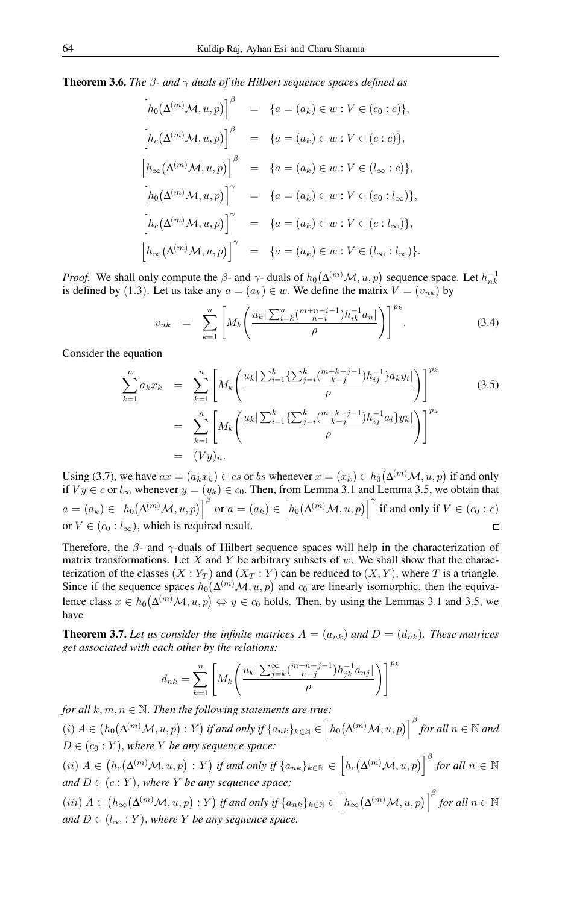**Theorem 3.6.** *The $\beta$- and $\gamma$ duals of the Hilbert sequence spaces defined as*

$$
\begin{aligned}
\Big[h_0\big(\Delta^{(m)}\mathcal{M}, u, p\big)\Big]^{\beta} &= \{a = (a_k) \in w : V \in (c_0 : c)\}, \\
\Big[h_c\big(\Delta^{(m)}\mathcal{M}, u, p\big)\Big]^{\beta} &= \{a = (a_k) \in w : V \in (c : c)\}, \\
\Big[h_\infty\big(\Delta^{(m)}\mathcal{M}, u, p\big)\Big]^{\beta} &= \{a = (a_k) \in w : V \in (l_\infty : c)\}, \\
\Big[h_0\big(\Delta^{(m)}\mathcal{M}, u, p\big)\Big]^{\gamma} &= \{a = (a_k) \in w : V \in (c_0 : l_\infty)\}, \\
\Big[h_c\big(\Delta^{(m)}\mathcal{M}, u, p\big)\Big]^{\gamma} &= \{a = (a_k) \in w : V \in (c : l_\infty)\}, \\
\Big[h_\infty\big(\Delta^{(m)}\mathcal{M}, u, p\big)\Big]^{\gamma} &= \{a = (a_k) \in w : V \in (l_\infty : l_\infty)\}.
\end{aligned}
$$

*Proof.* We shall only compute the $\beta$- and $\gamma$- duals of $h_0\big(\Delta^{(m)}\mathcal{M}, u, p\big)$ sequence space. Let $h_{nk}^{-1}$ is defined by (1.3). Let us take any $a = (a_k) \in w$. We define the matrix $V = (v_{nk})$ by

$$
v_{nk} = \sum_{k=1}^{n}\left[M_k\left(\frac{u_k|\sum_{i=k}^{n}\binom{m+n-i-1}{n-i}h_{ik}^{-1}a_n|}{\rho}\right)\right]^{p_k}. \tag{3.4}
$$

Consider the equation

$$
\begin{aligned}
\sum_{k=1}^{n} a_k x_k &= \sum_{k=1}^{n}\left[M_k\left(\frac{u_k|\sum_{i=1}^{k}\{\sum_{j=i}^{k}\binom{m+k-j-1}{k-j}h_{ij}^{-1}\}a_k y_i|}{\rho}\right)\right]^{p_k} \\
&= \sum_{k=1}^{n}\left[M_k\left(\frac{u_k|\sum_{i=1}^{k}\{\sum_{j=i}^{k}\binom{m+k-j-1}{k-j}h_{ij}^{-1}a_i\}y_k|}{\rho}\right)\right]^{p_k} \\
&= (Vy)_n.
\end{aligned} \tag{3.5}
$$

Using (3.7), we have $ax = (a_k x_k) \in cs$ or $bs$ whenever $x = (x_k) \in h_0\big(\Delta^{(m)}\mathcal{M}, u, p\big)$ if and only if $Vy \in c$ or $l_\infty$ whenever $y = (y_k) \in c_0$. Then, from Lemma 3.1 and Lemma 3.5, we obtain that $a = (a_k) \in \Big[h_0\big(\Delta^{(m)}\mathcal{M}, u, p\big)\Big]^{\beta}$ or $a = (a_k) \in \Big[h_0\big(\Delta^{(m)}\mathcal{M}, u, p\big)\Big]^{\gamma}$ if and only if $V \in (c_0 : c)$ or $V \in (c_0 : l_\infty)$, which is required result. $\square$

Therefore, the $\beta$- and $\gamma$-duals of Hilbert sequence spaces will help in the characterization of matrix transformations. Let $X$ and $Y$ be arbitrary subsets of $w$. We shall show that the characterization of the classes $(X : Y_T)$ and $(X_T : Y)$ can be reduced to $(X, Y)$, where $T$ is a triangle. Since if the sequence spaces $h_0\big(\Delta^{(m)}\mathcal{M}, u, p\big)$ and $c_0$ are linearly isomorphic, then the equivalence class $x \in h_0\big(\Delta^{(m)}\mathcal{M}, u, p\big) \Leftrightarrow y \in c_0$ holds. Then, by using the Lemmas 3.1 and 3.5, we have

**Theorem 3.7.** *Let us consider the infinite matrices $A = (a_{nk})$ and $D = (d_{nk})$. These matrices get associated with each other by the relations:*

$$
d_{nk} = \sum_{k=1}^{n}\left[M_k\left(\frac{u_k|\sum_{j=k}^{\infty}\binom{m+n-j-1}{n-j}h_{jk}^{-1}a_{nj}|}{\rho}\right)\right]^{p_k}
$$

*for all $k, m, n \in \mathbb{N}$. Then the following statements are true:*

*(i) $A \in \big(h_0\big(\Delta^{(m)}\mathcal{M}, u, p\big) : Y\big)$ if and only if $\{a_{nk}\}_{k\in\mathbb{N}} \in \Big[h_0\big(\Delta^{(m)}\mathcal{M}, u, p\big)\Big]^{\beta}$ for all $n \in \mathbb{N}$ and $D \in (c_0 : Y)$, where $Y$ be any sequence space;*

*(ii) $A \in \big(h_c\big(\Delta^{(m)}\mathcal{M}, u, p\big) : Y\big)$ if and only if $\{a_{nk}\}_{k\in\mathbb{N}} \in \Big[h_c\big(\Delta^{(m)}\mathcal{M}, u, p\big)\Big]^{\beta}$ for all $n \in \mathbb{N}$ and $D \in (c : Y)$, where $Y$ be any sequence space;*

*(iii) $A \in \big(h_\infty\big(\Delta^{(m)}\mathcal{M}, u, p\big) : Y\big)$ if and only if $\{a_{nk}\}_{k\in\mathbb{N}} \in \Big[h_\infty\big(\Delta^{(m)}\mathcal{M}, u, p\big)\Big]^{\beta}$ for all $n \in \mathbb{N}$ and $D \in (l_\infty : Y)$, where $Y$ be any sequence space.*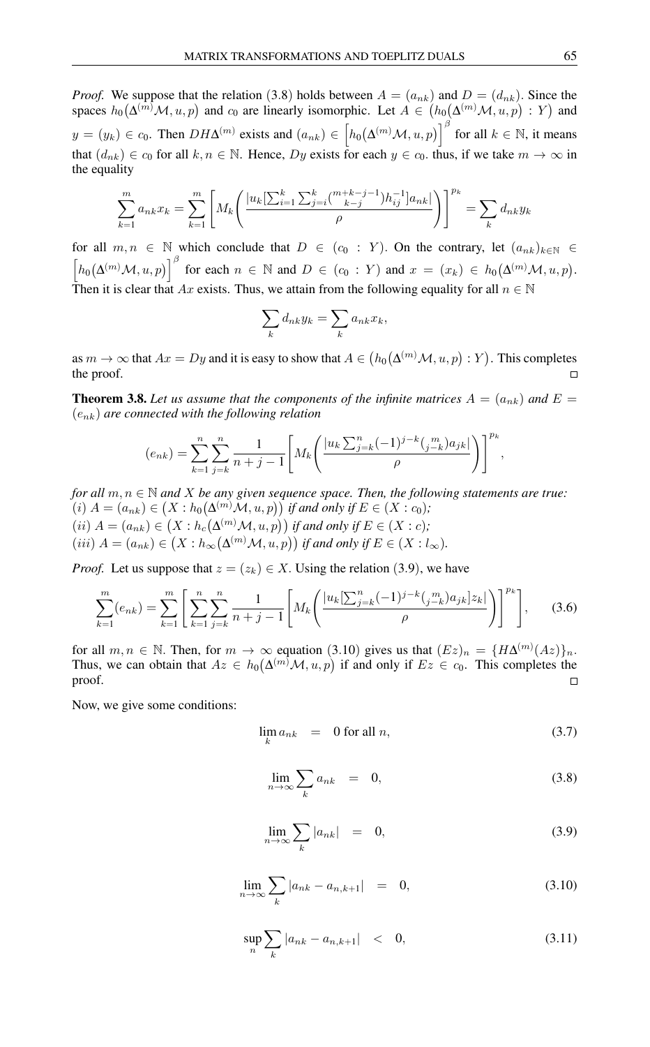*Proof.* We suppose that the relation (3.8) holds between $A = (a_{nk})$ and $D = (d_{nk})$. Since the spaces $h_0\big(\Delta^{(m)}\mathcal{M}, u, p\big)$ and $c_0$ are linearly isomorphic. Let $A \in \big(h_0\big(\Delta^{(m)}\mathcal{M}, u, p\big) : Y\big)$ and $y = (y_k) \in c_0$. Then $DH\Delta^{(m)}$ exists and $(a_{nk}) \in \Big[h_0\big(\Delta^{(m)}\mathcal{M}, u, p\big)\Big]^{\beta}$ for all $k \in \mathbb{N}$, it means that $(d_{nk}) \in c_0$ for all $k, n \in \mathbb{N}$. Hence, $Dy$ exists for each $y \in c_0$. thus, if we take $m \to \infty$ in the equality

$$\sum_{k=1}^{m} a_{nk}x_k = \sum_{k=1}^{m}\left[M_k\left(\frac{|u_k[\sum_{i=1}^{k}\sum_{j=i}^{k}\binom{m+k-j-1}{k-j}h_{ij}^{-1}]a_{nk}|}{\rho}\right)\right]^{p_k} = \sum_{k} d_{nk}y_k$$

for all $m, n \in \mathbb{N}$ which conclude that $D \in (c_0 : Y)$. On the contrary, let $(a_{nk})_{k\in\mathbb{N}} \in \Big[h_0\big(\Delta^{(m)}\mathcal{M}, u, p\big)\Big]^{\beta}$ for each $n \in \mathbb{N}$ and $D \in (c_0 : Y)$ and $x = (x_k) \in h_0\big(\Delta^{(m)}\mathcal{M}, u, p\big)$. Then it is clear that $Ax$ exists. Thus, we attain from the following equality for all $n \in \mathbb{N}$

$$\sum_{k} d_{nk}y_k = \sum_{k} a_{nk}x_k,$$

as $m \to \infty$ that $Ax = Dy$ and it is easy to show that $A \in \big(h_0\big(\Delta^{(m)}\mathcal{M}, u, p\big) : Y\big)$. This completes the proof. ◻

**Theorem 3.8.** *Let us assume that the components of the infinite matrices $A = (a_{nk})$ and $E = (e_{nk})$ are connected with the following relation*

$$(e_{nk}) = \sum_{k=1}^{n}\sum_{j=k}^{n}\frac{1}{n+j-1}\left[M_k\left(\frac{|u_k\sum_{j=k}^{n}(-1)^{j-k}\binom{m}{j-k}a_{jk}|}{\rho}\right)\right]^{p_k},$$

*for all $m, n \in \mathbb{N}$ and $X$ be any given sequence space. Then, the following statements are true:*
*$(i)$ $A = (a_{nk}) \in \big(X : h_0\big(\Delta^{(m)}\mathcal{M}, u, p\big)\big)$ if and only if $E \in (X : c_0)$;*
*$(ii)$ $A = (a_{nk}) \in \big(X : h_c\big(\Delta^{(m)}\mathcal{M}, u, p\big)\big)$ if and only if $E \in (X : c)$;*
*$(iii)$ $A = (a_{nk}) \in \big(X : h_\infty\big(\Delta^{(m)}\mathcal{M}, u, p\big)\big)$ if and only if $E \in (X : l_\infty)$.*

*Proof.* Let us suppose that $z = (z_k) \in X$. Using the relation (3.9), we have

$$\sum_{k=1}^{m}(e_{nk}) = \sum_{k=1}^{m}\left[\sum_{k=1}^{n}\sum_{j=k}^{n}\frac{1}{n+j-1}\left[M_k\left(\frac{|u_k[\sum_{j=k}^{n}(-1)^{j-k}\binom{m}{j-k}a_{jk}]z_k|}{\rho}\right)\right]^{p_k}\right], \tag{3.6}$$

for all $m, n \in \mathbb{N}$. Then, for $m \to \infty$ equation (3.10) gives us that $(Ez)_n = \{H\Delta^{(m)}(Az)\}_n$. Thus, we can obtain that $Az \in h_0\big(\Delta^{(m)}\mathcal{M}, u, p\big)$ if and only if $Ez \in c_0$. This completes the proof. ◻

Now, we give some conditions:

$$\lim_{k} a_{nk} \;=\; 0 \text{ for all } n, \tag{3.7}$$

$$\lim_{n\to\infty}\sum_{k} a_{nk} \;=\; 0, \tag{3.8}$$

$$\lim_{n\to\infty}\sum_{k} |a_{nk}| \;=\; 0, \tag{3.9}$$

$$\lim_{n\to\infty}\sum_{k} |a_{nk} - a_{n,k+1}| \;=\; 0, \tag{3.10}$$

$$\sup_{n}\sum_{k} |a_{nk} - a_{n,k+1}| \;<\; 0, \tag{3.11}$$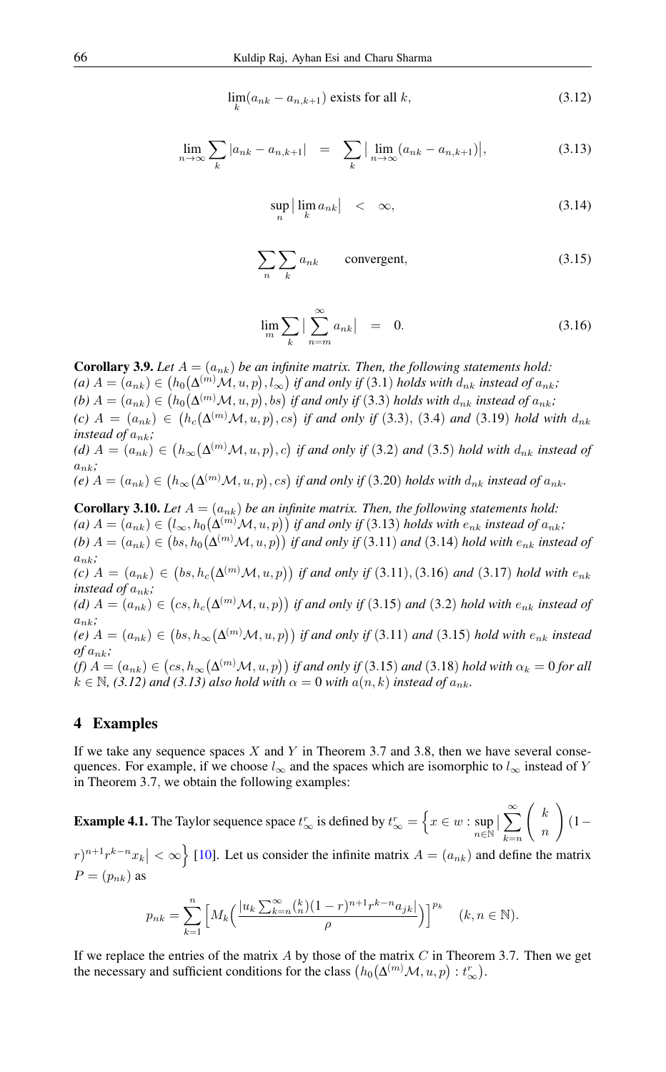$$\lim_{k}(a_{nk} - a_{n,k+1}) \text{ exists for all } k, \tag{3.12}$$

$$\lim_{n\to\infty} \sum_{k} |a_{nk} - a_{n,k+1}| \quad = \quad \sum_{k} \big| \lim_{n\to\infty} (a_{nk} - a_{n,k+1}) \big|, \tag{3.13}$$

$$\sup_{n} \big| \lim_{k} a_{nk} \big| \quad < \quad \infty, \tag{3.14}$$

$$\sum_{n} \sum_{k} a_{nk} \qquad \text{convergent}, \tag{3.15}$$

$$\lim_{m} \sum_{k} \big| \sum_{n=m}^{\infty} a_{nk} \big| \quad = \quad 0. \tag{3.16}$$

**Corollary 3.9.** *Let $A = (a_{nk})$ be an infinite matrix. Then, the following statements hold:*
*(a) $A = (a_{nk}) \in \big(h_0\big(\Delta^{(m)}\mathcal{M}, u, p\big), l_\infty\big)$ if and only if (3.1) holds with $d_{nk}$ instead of $a_{nk}$;*
*(b) $A = (a_{nk}) \in \big(h_0\big(\Delta^{(m)}\mathcal{M}, u, p\big), bs\big)$ if and only if (3.3) holds with $d_{nk}$ instead of $a_{nk}$;*
*(c) $A = (a_{nk}) \in \big(h_c\big(\Delta^{(m)}\mathcal{M}, u, p\big), cs\big)$ if and only if (3.3), (3.4) and (3.19) hold with $d_{nk}$ instead of $a_{nk}$;*
*(d) $A = (a_{nk}) \in \big(h_\infty\big(\Delta^{(m)}\mathcal{M}, u, p\big), c\big)$ if and only if (3.2) and (3.5) hold with $d_{nk}$ instead of $a_{nk}$;*
*(e) $A = (a_{nk}) \in \big(h_\infty\big(\Delta^{(m)}\mathcal{M}, u, p\big), cs\big)$ if and only if (3.20) holds with $d_{nk}$ instead of $a_{nk}$.*

**Corollary 3.10.** *Let $A = (a_{nk})$ be an infinite matrix. Then, the following statements hold:*
*(a) $A = (a_{nk}) \in \big(l_\infty, h_0\big(\Delta^{(m)}\mathcal{M}, u, p\big)\big)$ if and only if (3.13) holds with $e_{nk}$ instead of $a_{nk}$;*
*(b) $A = (a_{nk}) \in \big(bs, h_0\big(\Delta^{(m)}\mathcal{M}, u, p\big)\big)$ if and only if (3.11) and (3.14) hold with $e_{nk}$ instead of $a_{nk}$;*
*(c) $A = (a_{nk}) \in \big(bs, h_c\big(\Delta^{(m)}\mathcal{M}, u, p\big)\big)$ if and only if (3.11), (3.16) and (3.17) hold with $e_{nk}$ instead of $a_{nk}$;*
*(d) $A = (a_{nk}) \in \big(cs, h_c\big(\Delta^{(m)}\mathcal{M}, u, p\big)\big)$ if and only if (3.15) and (3.2) hold with $e_{nk}$ instead of $a_{nk}$;*
*(e) $A = (a_{nk}) \in \big(bs, h_\infty\big(\Delta^{(m)}\mathcal{M}, u, p\big)\big)$ if and only if (3.11) and (3.15) hold with $e_{nk}$ instead of $a_{nk}$;*
*(f) $A = (a_{nk}) \in \big(cs, h_\infty\big(\Delta^{(m)}\mathcal{M}, u, p\big)\big)$ if and only if (3.15) and (3.18) hold with $\alpha_k = 0$ for all $k \in \mathbb{N}$, (3.12) and (3.13) also hold with $\alpha = 0$ with $a(n,k)$ instead of $a_{nk}$.*

## 4 Examples

If we take any sequence spaces $X$ and $Y$ in Theorem 3.7 and 3.8, then we have several consequences. For example, if we choose $l_\infty$ and the spaces which are isomorphic to $l_\infty$ instead of $Y$ in Theorem 3.7, we obtain the following examples:

**Example 4.1.** The Taylor sequence space $t_\infty^r$ is defined by $t_\infty^r = \Big\{x \in w : \sup_{n\in\mathbb{N}} \big| \sum_{k=n}^{\infty} \binom{k}{n} (1-r)^{n+1} r^{k-n} x_k \big| < \infty \Big\}$ [10]. Let us consider the infinite matrix $A = (a_{nk})$ and define the matrix $P = (p_{nk})$ as

$$p_{nk} = \sum_{k=1}^{n} \Big[ M_k \Big( \frac{|u_k \sum_{k=n}^{\infty} \binom{k}{n} (1-r)^{n+1} r^{k-n} a_{jk}|}{\rho} \Big) \Big]^{p_k} \quad (k, n \in \mathbb{N}).$$

If we replace the entries of the matrix $A$ by those of the matrix $C$ in Theorem 3.7. Then we get the necessary and sufficient conditions for the class $\big(h_0\big(\Delta^{(m)}\mathcal{M}, u, p\big) : t_\infty^r\big)$.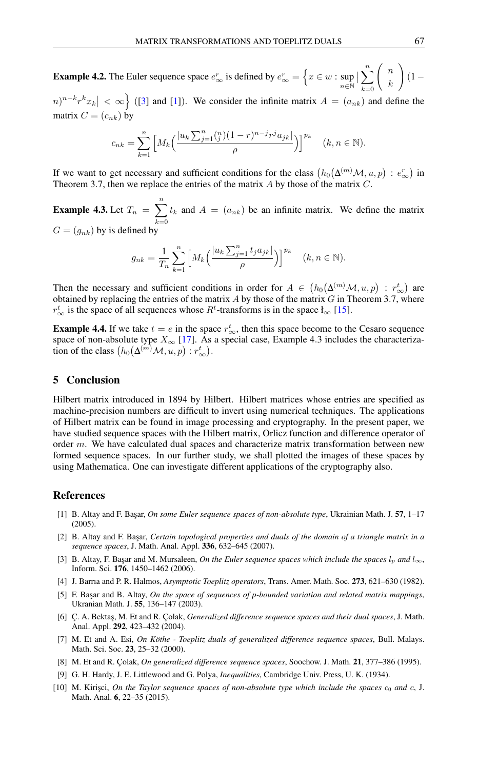**Example 4.2.** The Euler sequence space $e_\infty^r$ is defined by $e_\infty^r = \Big\{ x \in w : \sup_{n\in\mathbb{N}} \big| \sum_{k=0}^{n} \begin{pmatrix} n \\ k \end{pmatrix} (1-n)^{n-k} r^k x_k \big| < \infty \Big\}$ ([3] and [1]). We consider the infinite matrix $A = (a_{nk})$ and define the matrix $C = (c_{nk})$ by

$$c_{nk} = \sum_{k=1}^{n} \Big[ M_k \Big( \frac{|u_k \sum_{j=1}^{n} \binom{n}{j} (1-r)^{n-j} r^j a_{jk}|}{\rho} \Big) \Big]^{p_k} \quad (k, n \in \mathbb{N}).$$

If we want to get necessary and sufficient conditions for the class $\big(h_0(\Delta^{(m)}\mathcal{M}, u, p) : e_\infty^r\big)$ in Theorem 3.7, then we replace the entries of the matrix $A$ by those of the matrix $C$.

**Example 4.3.** Let $T_n = \sum_{k=0}^{n} t_k$ and $A = (a_{nk})$ be an infinite matrix. We define the matrix $G = (g_{nk})$ by is defined by

$$g_{nk} = \frac{1}{T_n} \sum_{k=1}^{n} \Big[ M_k \Big( \frac{|u_k \sum_{j=1}^{n} t_j a_{jk}|}{\rho} \Big) \Big]^{p_k} \quad (k, n \in \mathbb{N}).$$

Then the necessary and sufficient conditions in order for $A \in \big(h_0(\Delta^{(m)}\mathcal{M}, u, p) : r_\infty^t\big)$ are obtained by replacing the entries of the matrix $A$ by those of the matrix $G$ in Theorem 3.7, where $r_\infty^t$ is the space of all sequences whose $R^t$-transforms is in the space $l_\infty$ [15].

**Example 4.4.** If we take $t = e$ in the space $r_\infty^t$, then this space become to the Cesaro sequence space of non-absolute type $X_\infty$ [17]. As a special case, Example 4.3 includes the characterization of the class $\big(h_0(\Delta^{(m)}\mathcal{M}, u, p) : r_\infty^t\big)$.

## 5 Conclusion

Hilbert matrix introduced in 1894 by Hilbert. Hilbert matrices whose entries are specified as machine-precision numbers are difficult to invert using numerical techniques. The applications of Hilbert matrix can be found in image processing and cryptography. In the present paper, we have studied sequence spaces with the Hilbert matrix, Orlicz function and difference operator of order $m$. We have calculated dual spaces and characterize matrix transformation between new formed sequence spaces. In our further study, we shall plotted the images of these spaces by using Mathematica. One can investigate different applications of the cryptography also.

## References

[1] B. Altay and F. Başar, *On some Euler sequence spaces of non-absolute type*, Ukrainian Math. J. **57**, 1–17 (2005).

[2] B. Altay and F. Başar, *Certain topological properties and duals of the domain of a triangle matrix in a sequence spaces*, J. Math. Anal. Appl. **336**, 632–645 (2007).

[3] B. Altay, F. Başar and M. Mursaleen, *On the Euler sequence spaces which include the spaces $l_p$ and $l_\infty$*, Inform. Sci. **176**, 1450–1462 (2006).

[4] J. Barrıa and P. R. Halmos, *Asymptotic Toeplitz operators*, Trans. Amer. Math. Soc. **273**, 621–630 (1982).

[5] F. Başar and B. Altay, *On the space of sequences of p-bounded variation and related matrix mappings*, Ukranian Math. J. **55**, 136–147 (2003).

[6] Ç. A. Bektaş, M. Et and R. Çolak, *Generalized difference sequence spaces and their dual spaces*, J. Math. Anal. Appl. **292**, 423–432 (2004).

[7] M. Et and A. Esi, *On Köthe - Toeplitz duals of generalized difference sequence spaces*, Bull. Malays. Math. Sci. Soc. **23**, 25–32 (2000).

[8] M. Et and R. Çolak, *On generalized difference sequence spaces*, Soochow. J. Math. **21**, 377–386 (1995).

[9] G. H. Hardy, J. E. Littlewood and G. Polya, *Inequalities*, Cambridge Univ. Press, U. K. (1934).

[10] M. Kirişci, *On the Taylor sequence spaces of non-absolute type which include the spaces $c_0$ and $c$*, J. Math. Anal. **6**, 22–35 (2015).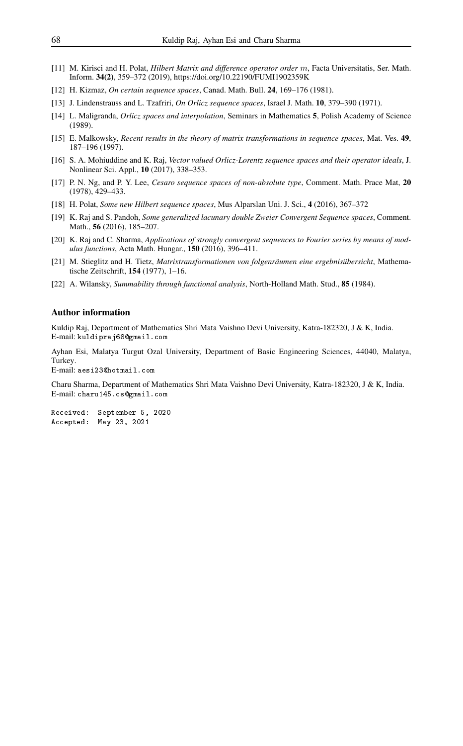[11] M. Kirisci and H. Polat, *Hilbert Matrix and difference operator order $m$*, Facta Universitatis, Ser. Math. Inform. **34(2)**, 359–372 (2019), https://doi.org/10.22190/FUMI1902359K

[12] H. Kizmaz, *On certain sequence spaces*, Canad. Math. Bull. **24**, 169–176 (1981).

[13] J. Lindenstrauss and L. Tzafriri, *On Orlicz sequence spaces*, Israel J. Math. **10**, 379–390 (1971).

[14] L. Maligranda, *Orlicz spaces and interpolation*, Seminars in Mathematics **5**, Polish Academy of Science (1989).

[15] E. Malkowsky, *Recent results in the theory of matrix transformations in sequence spaces*, Mat. Ves. **49**, 187–196 (1997).

[16] S. A. Mohiuddine and K. Raj, *Vector valued Orlicz-Lorentz sequence spaces and their operator ideals*, J. Nonlinear Sci. Appl., **10** (2017), 338–353.

[17] P. N. Ng, and P. Y. Lee, *Cesaro sequence spaces of non-absolute type*, Comment. Math. Prace Mat, **20** (1978), 429–433.

[18] H. Polat, *Some new Hilbert sequence spaces*, Mus Alparslan Uni. J. Sci., **4** (2016), 367–372

[19] K. Raj and S. Pandoh, *Some generalized lacunary double Zweier Convergent Sequence spaces*, Comment. Math., **56** (2016), 185–207.

[20] K. Raj and C. Sharma, *Applications of strongly convergent sequences to Fourier series by means of modulus functions*, Acta Math. Hungar., **150** (2016), 396–411.

[21] M. Stieglitz and H. Tietz, *Matrixtransformationen von folgenräumen eine ergebnisübersicht*, Mathematische Zeitschrift, **154** (1977), 1–16.

[22] A. Wilansky, *Summability through functional analysis*, North-Holland Math. Stud., **85** (1984).

## Author information

Kuldip Raj, Department of Mathematics Shri Mata Vaishno Devi University, Katra-182320, J & K, India.
E-mail: kuldipraj68@gmail.com

Ayhan Esi, Malatya Turgut Ozal University, Department of Basic Engineering Sciences, 44040, Malatya, Turkey.
E-mail: aesi23@hotmail.com

Charu Sharma, Department of Mathematics Shri Mata Vaishno Devi University, Katra-182320, J & K, India.
E-mail: charu145.cs@gmail.com

Received: September 5, 2020
Accepted: May 23, 2021